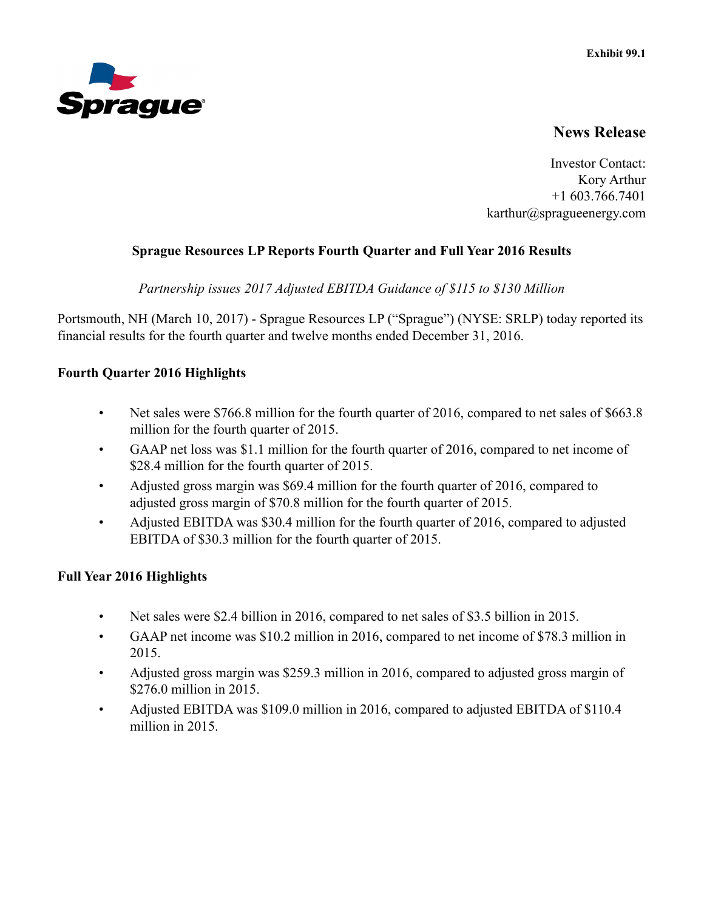Exhibit 99.1

Sprague

## News Release

Investor Contact:
Kory Arthur
+1 603.766.7401
karthur@spragueenergy.com

# Sprague Resources LP Reports Fourth Quarter and Full Year 2016 Results

*Partnership issues 2017 Adjusted EBITDA Guidance of $115 to $130 Million*

Portsmouth, NH (March 10, 2017) - Sprague Resources LP ("Sprague") (NYSE: SRLP) today reported its financial results for the fourth quarter and twelve months ended December 31, 2016.

## Fourth Quarter 2016 Highlights

- Net sales were $766.8 million for the fourth quarter of 2016, compared to net sales of $663.8 million for the fourth quarter of 2015.
- GAAP net loss was $1.1 million for the fourth quarter of 2016, compared to net income of $28.4 million for the fourth quarter of 2015.
- Adjusted gross margin was $69.4 million for the fourth quarter of 2016, compared to adjusted gross margin of $70.8 million for the fourth quarter of 2015.
- Adjusted EBITDA was $30.4 million for the fourth quarter of 2016, compared to adjusted EBITDA of $30.3 million for the fourth quarter of 2015.

## Full Year 2016 Highlights

- Net sales were $2.4 billion in 2016, compared to net sales of $3.5 billion in 2015.
- GAAP net income was $10.2 million in 2016, compared to net income of $78.3 million in 2015.
- Adjusted gross margin was $259.3 million in 2016, compared to adjusted gross margin of $276.0 million in 2015.
- Adjusted EBITDA was $109.0 million in 2016, compared to adjusted EBITDA of $110.4 million in 2015.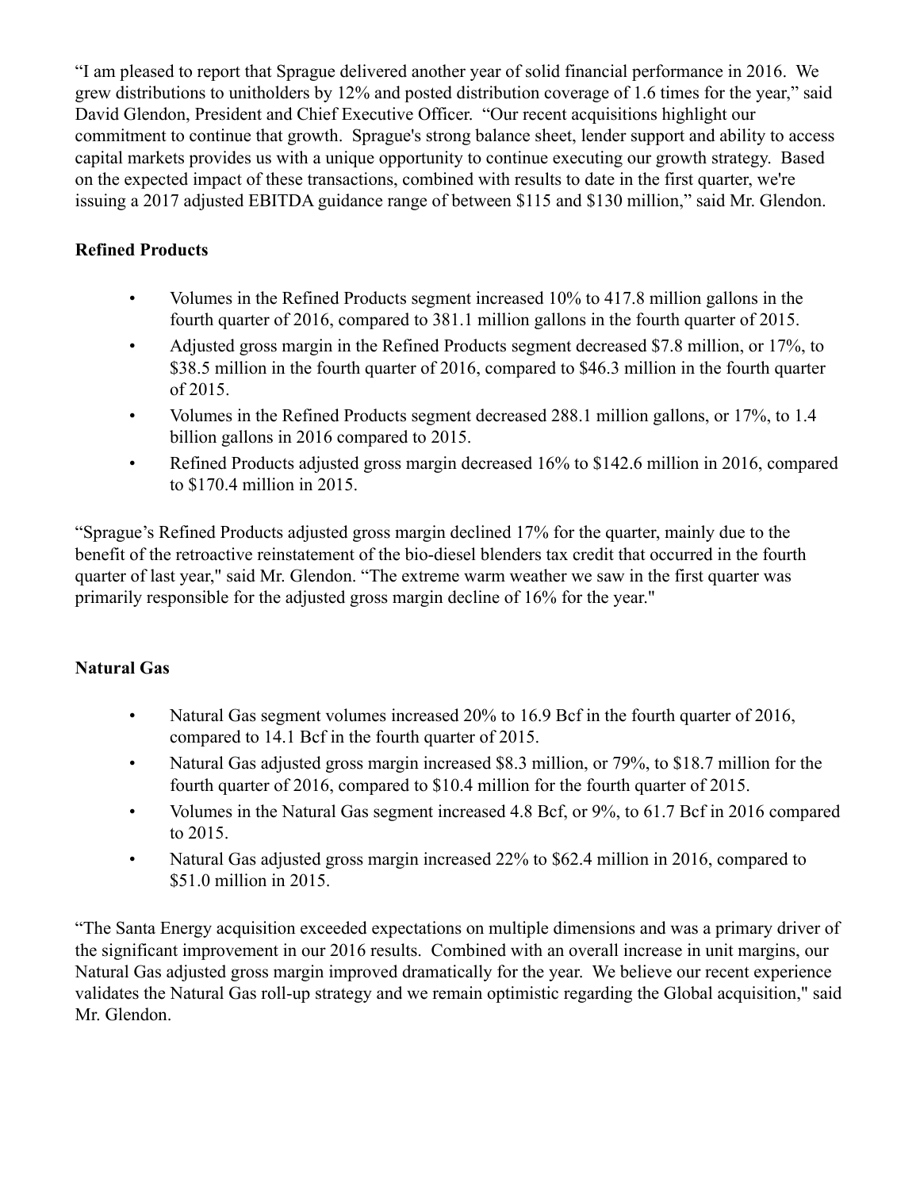“I am pleased to report that Sprague delivered another year of solid financial performance in 2016. We grew distributions to unitholders by 12% and posted distribution coverage of 1.6 times for the year,” said David Glendon, President and Chief Executive Officer. “Our recent acquisitions highlight our commitment to continue that growth. Sprague's strong balance sheet, lender support and ability to access capital markets provides us with a unique opportunity to continue executing our growth strategy. Based on the expected impact of these transactions, combined with results to date in the first quarter, we're issuing a 2017 adjusted EBITDA guidance range of between $115 and $130 million,” said Mr. Glendon.

**Refined Products**

- Volumes in the Refined Products segment increased 10% to 417.8 million gallons in the fourth quarter of 2016, compared to 381.1 million gallons in the fourth quarter of 2015.
- Adjusted gross margin in the Refined Products segment decreased $7.8 million, or 17%, to $38.5 million in the fourth quarter of 2016, compared to $46.3 million in the fourth quarter of 2015.
- Volumes in the Refined Products segment decreased 288.1 million gallons, or 17%, to 1.4 billion gallons in 2016 compared to 2015.
- Refined Products adjusted gross margin decreased 16% to $142.6 million in 2016, compared to $170.4 million in 2015.

“Sprague’s Refined Products adjusted gross margin declined 17% for the quarter, mainly due to the benefit of the retroactive reinstatement of the bio-diesel blenders tax credit that occurred in the fourth quarter of last year," said Mr. Glendon. “The extreme warm weather we saw in the first quarter was primarily responsible for the adjusted gross margin decline of 16% for the year."

**Natural Gas**

- Natural Gas segment volumes increased 20% to 16.9 Bcf in the fourth quarter of 2016, compared to 14.1 Bcf in the fourth quarter of 2015.
- Natural Gas adjusted gross margin increased $8.3 million, or 79%, to $18.7 million for the fourth quarter of 2016, compared to $10.4 million for the fourth quarter of 2015.
- Volumes in the Natural Gas segment increased 4.8 Bcf, or 9%, to 61.7 Bcf in 2016 compared to 2015.
- Natural Gas adjusted gross margin increased 22% to $62.4 million in 2016, compared to $51.0 million in 2015.

“The Santa Energy acquisition exceeded expectations on multiple dimensions and was a primary driver of the significant improvement in our 2016 results. Combined with an overall increase in unit margins, our Natural Gas adjusted gross margin improved dramatically for the year. We believe our recent experience validates the Natural Gas roll-up strategy and we remain optimistic regarding the Global acquisition," said Mr. Glendon.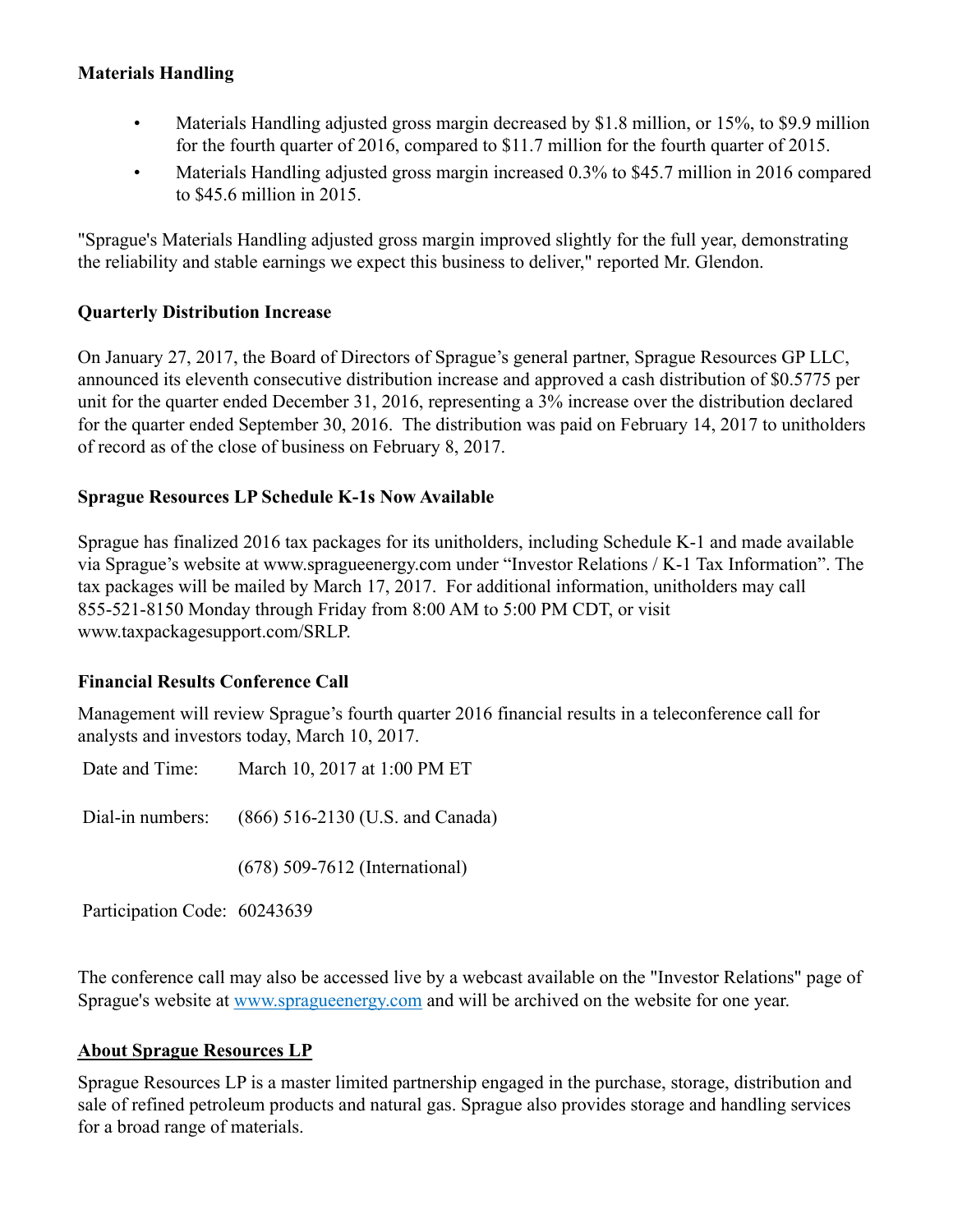**Materials Handling**

- Materials Handling adjusted gross margin decreased by $1.8 million, or 15%, to $9.9 million for the fourth quarter of 2016, compared to $11.7 million for the fourth quarter of 2015.
- Materials Handling adjusted gross margin increased 0.3% to $45.7 million in 2016 compared to $45.6 million in 2015.

"Sprague's Materials Handling adjusted gross margin improved slightly for the full year, demonstrating the reliability and stable earnings we expect this business to deliver," reported Mr. Glendon.

**Quarterly Distribution Increase**

On January 27, 2017, the Board of Directors of Sprague's general partner, Sprague Resources GP LLC, announced its eleventh consecutive distribution increase and approved a cash distribution of $0.5775 per unit for the quarter ended December 31, 2016, representing a 3% increase over the distribution declared for the quarter ended September 30, 2016. The distribution was paid on February 14, 2017 to unitholders of record as of the close of business on February 8, 2017.

**Sprague Resources LP Schedule K-1s Now Available**

Sprague has finalized 2016 tax packages for its unitholders, including Schedule K-1 and made available via Sprague's website at www.spragueenergy.com under "Investor Relations / K-1 Tax Information". The tax packages will be mailed by March 17, 2017. For additional information, unitholders may call 855-521-8150 Monday through Friday from 8:00 AM to 5:00 PM CDT, or visit www.taxpackagesupport.com/SRLP.

**Financial Results Conference Call**

Management will review Sprague's fourth quarter 2016 financial results in a teleconference call for analysts and investors today, March 10, 2017.

| | |
|---|---|
| Date and Time: | March 10, 2017 at 1:00 PM ET |
| Dial-in numbers: | (866) 516-2130 (U.S. and Canada) |
| | (678) 509-7612 (International) |
| Participation Code: | 60243639 |

The conference call may also be accessed live by a webcast available on the "Investor Relations" page of Sprague's website at www.spragueenergy.com and will be archived on the website for one year.

**About Sprague Resources LP**

Sprague Resources LP is a master limited partnership engaged in the purchase, storage, distribution and sale of refined petroleum products and natural gas. Sprague also provides storage and handling services for a broad range of materials.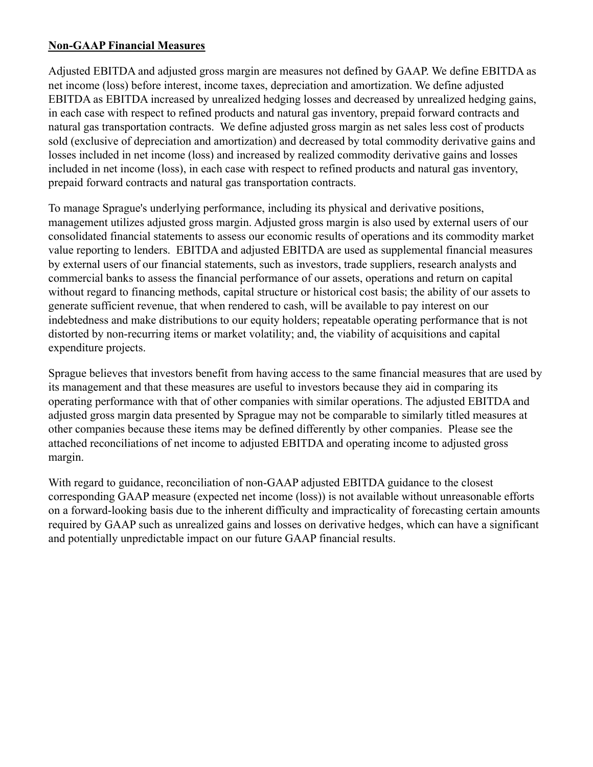**Non-GAAP Financial Measures**

Adjusted EBITDA and adjusted gross margin are measures not defined by GAAP. We define EBITDA as net income (loss) before interest, income taxes, depreciation and amortization. We define adjusted EBITDA as EBITDA increased by unrealized hedging losses and decreased by unrealized hedging gains, in each case with respect to refined products and natural gas inventory, prepaid forward contracts and natural gas transportation contracts. We define adjusted gross margin as net sales less cost of products sold (exclusive of depreciation and amortization) and decreased by total commodity derivative gains and losses included in net income (loss) and increased by realized commodity derivative gains and losses included in net income (loss), in each case with respect to refined products and natural gas inventory, prepaid forward contracts and natural gas transportation contracts.

To manage Sprague's underlying performance, including its physical and derivative positions, management utilizes adjusted gross margin. Adjusted gross margin is also used by external users of our consolidated financial statements to assess our economic results of operations and its commodity market value reporting to lenders. EBITDA and adjusted EBITDA are used as supplemental financial measures by external users of our financial statements, such as investors, trade suppliers, research analysts and commercial banks to assess the financial performance of our assets, operations and return on capital without regard to financing methods, capital structure or historical cost basis; the ability of our assets to generate sufficient revenue, that when rendered to cash, will be available to pay interest on our indebtedness and make distributions to our equity holders; repeatable operating performance that is not distorted by non-recurring items or market volatility; and, the viability of acquisitions and capital expenditure projects.

Sprague believes that investors benefit from having access to the same financial measures that are used by its management and that these measures are useful to investors because they aid in comparing its operating performance with that of other companies with similar operations. The adjusted EBITDA and adjusted gross margin data presented by Sprague may not be comparable to similarly titled measures at other companies because these items may be defined differently by other companies. Please see the attached reconciliations of net income to adjusted EBITDA and operating income to adjusted gross margin.

With regard to guidance, reconciliation of non-GAAP adjusted EBITDA guidance to the closest corresponding GAAP measure (expected net income (loss)) is not available without unreasonable efforts on a forward-looking basis due to the inherent difficulty and impracticality of forecasting certain amounts required by GAAP such as unrealized gains and losses on derivative hedges, which can have a significant and potentially unpredictable impact on our future GAAP financial results.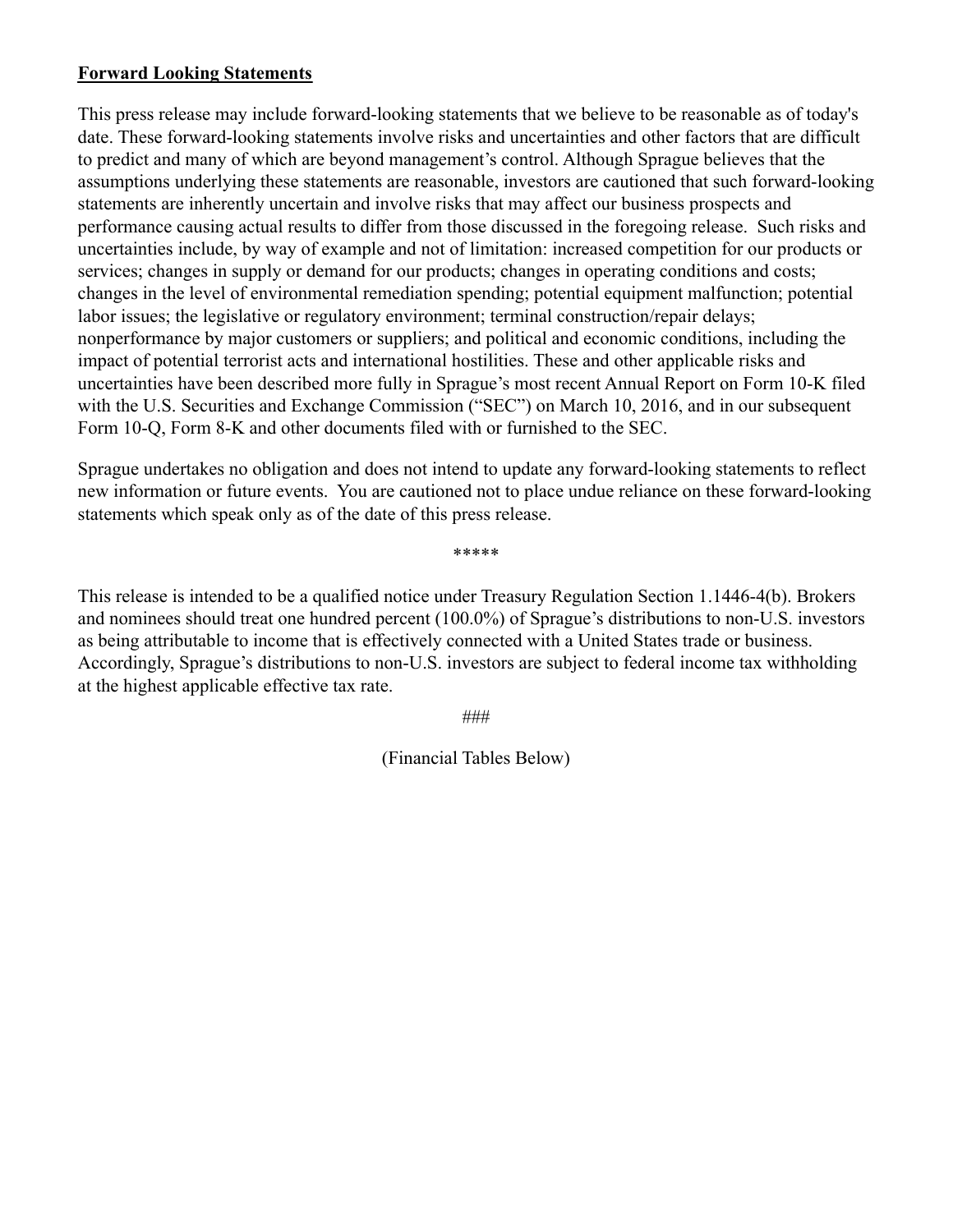**Forward Looking Statements**

This press release may include forward-looking statements that we believe to be reasonable as of today's date. These forward-looking statements involve risks and uncertainties and other factors that are difficult to predict and many of which are beyond management's control. Although Sprague believes that the assumptions underlying these statements are reasonable, investors are cautioned that such forward-looking statements are inherently uncertain and involve risks that may affect our business prospects and performance causing actual results to differ from those discussed in the foregoing release. Such risks and uncertainties include, by way of example and not of limitation: increased competition for our products or services; changes in supply or demand for our products; changes in operating conditions and costs; changes in the level of environmental remediation spending; potential equipment malfunction; potential labor issues; the legislative or regulatory environment; terminal construction/repair delays; nonperformance by major customers or suppliers; and political and economic conditions, including the impact of potential terrorist acts and international hostilities. These and other applicable risks and uncertainties have been described more fully in Sprague's most recent Annual Report on Form 10-K filed with the U.S. Securities and Exchange Commission ("SEC") on March 10, 2016, and in our subsequent Form 10-Q, Form 8-K and other documents filed with or furnished to the SEC.

Sprague undertakes no obligation and does not intend to update any forward-looking statements to reflect new information or future events. You are cautioned not to place undue reliance on these forward-looking statements which speak only as of the date of this press release.

*****

This release is intended to be a qualified notice under Treasury Regulation Section 1.1446-4(b). Brokers and nominees should treat one hundred percent (100.0%) of Sprague's distributions to non-U.S. investors as being attributable to income that is effectively connected with a United States trade or business. Accordingly, Sprague's distributions to non-U.S. investors are subject to federal income tax withholding at the highest applicable effective tax rate.

###

(Financial Tables Below)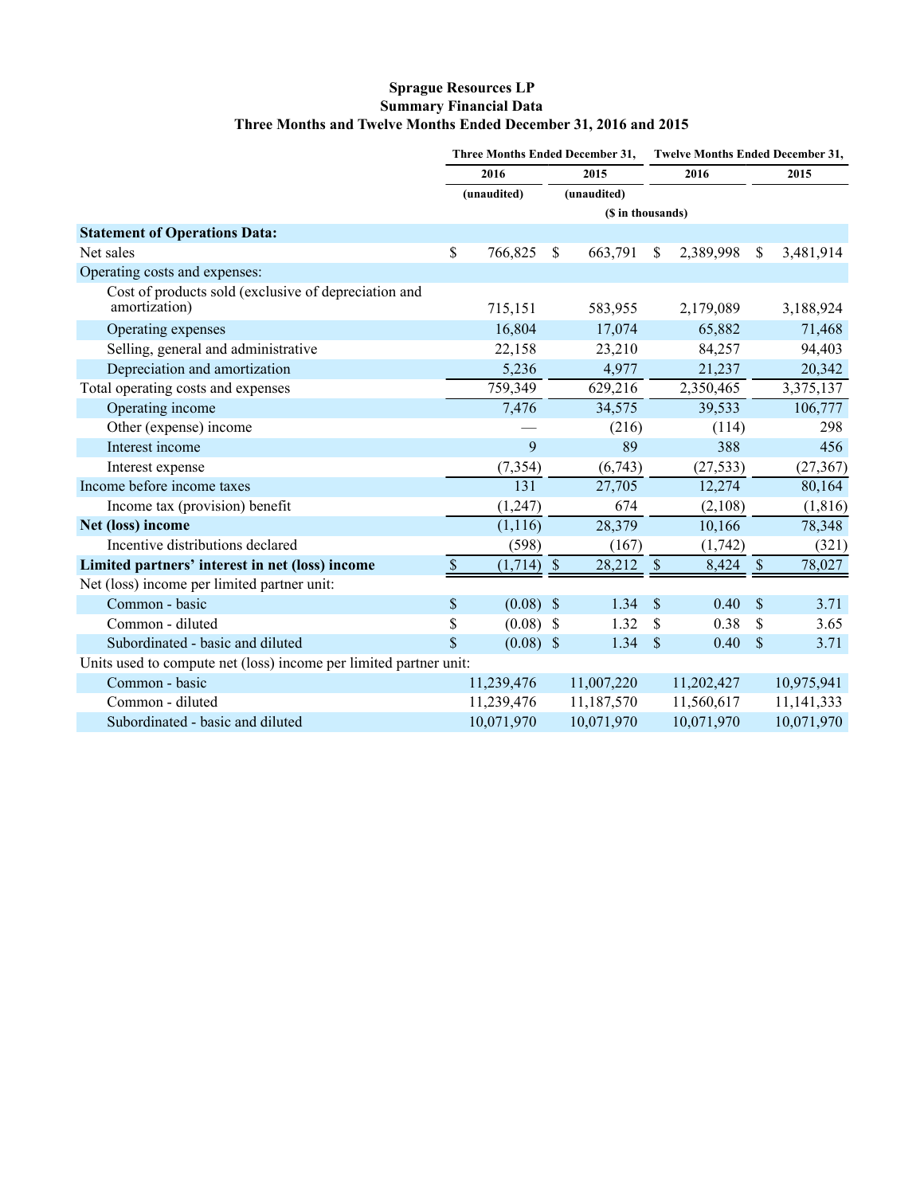**Sprague Resources LP**
**Summary Financial Data**
**Three Months and Twelve Months Ended December 31, 2016 and 2015**

| | Three Months Ended December 31, | | Twelve Months Ended December 31, | |
|---|---|---|---|---|
| | 2016 | 2015 | 2016 | 2015 |
| | (unaudited) | (unaudited) | | |
| | ($ in thousands) | | | |
| **Statement of Operations Data:** | | | | |
| Net sales | $ 766,825 | $ 663,791 | $ 2,389,998 | $ 3,481,914 |
| Operating costs and expenses: | | | | |
| Cost of products sold (exclusive of depreciation and amortization) | 715,151 | 583,955 | 2,179,089 | 3,188,924 |
| Operating expenses | 16,804 | 17,074 | 65,882 | 71,468 |
| Selling, general and administrative | 22,158 | 23,210 | 84,257 | 94,403 |
| Depreciation and amortization | 5,236 | 4,977 | 21,237 | 20,342 |
| Total operating costs and expenses | 759,349 | 629,216 | 2,350,465 | 3,375,137 |
| Operating income | 7,476 | 34,575 | 39,533 | 106,777 |
| Other (expense) income | — | (216) | (114) | 298 |
| Interest income | 9 | 89 | 388 | 456 |
| Interest expense | (7,354) | (6,743) | (27,533) | (27,367) |
| Income before income taxes | 131 | 27,705 | 12,274 | 80,164 |
| Income tax (provision) benefit | (1,247) | 674 | (2,108) | (1,816) |
| **Net (loss) income** | (1,116) | 28,379 | 10,166 | 78,348 |
| Incentive distributions declared | (598) | (167) | (1,742) | (321) |
| **Limited partners' interest in net (loss) income** | $ (1,714) | $ 28,212 | $ 8,424 | $ 78,027 |
| Net (loss) income per limited partner unit: | | | | |
| Common - basic | $ (0.08) | $ 1.34 | $ 0.40 | $ 3.71 |
| Common - diluted | $ (0.08) | $ 1.32 | $ 0.38 | $ 3.65 |
| Subordinated - basic and diluted | $ (0.08) | $ 1.34 | $ 0.40 | $ 3.71 |
| Units used to compute net (loss) income per limited partner unit: | | | | |
| Common - basic | 11,239,476 | 11,007,220 | 11,202,427 | 10,975,941 |
| Common - diluted | 11,239,476 | 11,187,570 | 11,560,617 | 11,141,333 |
| Subordinated - basic and diluted | 10,071,970 | 10,071,970 | 10,071,970 | 10,071,970 |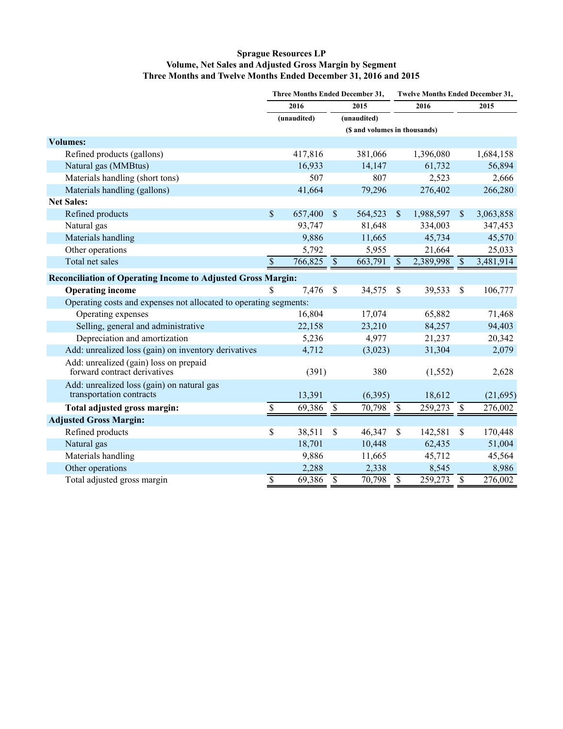**Sprague Resources LP**
**Volume, Net Sales and Adjusted Gross Margin by Segment**
**Three Months and Twelve Months Ended December 31, 2016 and 2015**

| | Three Months Ended December 31, | | Twelve Months Ended December 31, | |
|---|---|---|---|---|
| | 2016 | 2015 | 2016 | 2015 |
| | (unaudited) | (unaudited) | | |
| | ($ and volumes in thousands) | | | |
| **Volumes:** | | | | |
| Refined products (gallons) | 417,816 | 381,066 | 1,396,080 | 1,684,158 |
| Natural gas (MMBtus) | 16,933 | 14,147 | 61,732 | 56,894 |
| Materials handling (short tons) | 507 | 807 | 2,523 | 2,666 |
| Materials handling (gallons) | 41,664 | 79,296 | 276,402 | 266,280 |
| **Net Sales:** | | | | |
| Refined products | $ 657,400 | $ 564,523 | $ 1,988,597 | $ 3,063,858 |
| Natural gas | 93,747 | 81,648 | 334,003 | 347,453 |
| Materials handling | 9,886 | 11,665 | 45,734 | 45,570 |
| Other operations | 5,792 | 5,955 | 21,664 | 25,033 |
| Total net sales | $ 766,825 | $ 663,791 | $ 2,389,998 | $ 3,481,914 |
| **Reconciliation of Operating Income to Adjusted Gross Margin:** | | | | |
| **Operating income** | $ 7,476 | $ 34,575 | $ 39,533 | $ 106,777 |
| Operating costs and expenses not allocated to operating segments: | | | | |
| Operating expenses | 16,804 | 17,074 | 65,882 | 71,468 |
| Selling, general and administrative | 22,158 | 23,210 | 84,257 | 94,403 |
| Depreciation and amortization | 5,236 | 4,977 | 21,237 | 20,342 |
| Add: unrealized loss (gain) on inventory derivatives | 4,712 | (3,023) | 31,304 | 2,079 |
| Add: unrealized (gain) loss on prepaid forward contract derivatives | (391) | 380 | (1,552) | 2,628 |
| Add: unrealized loss (gain) on natural gas transportation contracts | 13,391 | (6,395) | 18,612 | (21,695) |
| **Total adjusted gross margin:** | $ 69,386 | $ 70,798 | $ 259,273 | $ 276,002 |
| **Adjusted Gross Margin:** | | | | |
| Refined products | $ 38,511 | $ 46,347 | $ 142,581 | $ 170,448 |
| Natural gas | 18,701 | 10,448 | 62,435 | 51,004 |
| Materials handling | 9,886 | 11,665 | 45,712 | 45,564 |
| Other operations | 2,288 | 2,338 | 8,545 | 8,986 |
| Total adjusted gross margin | $ 69,386 | $ 70,798 | $ 259,273 | $ 276,002 |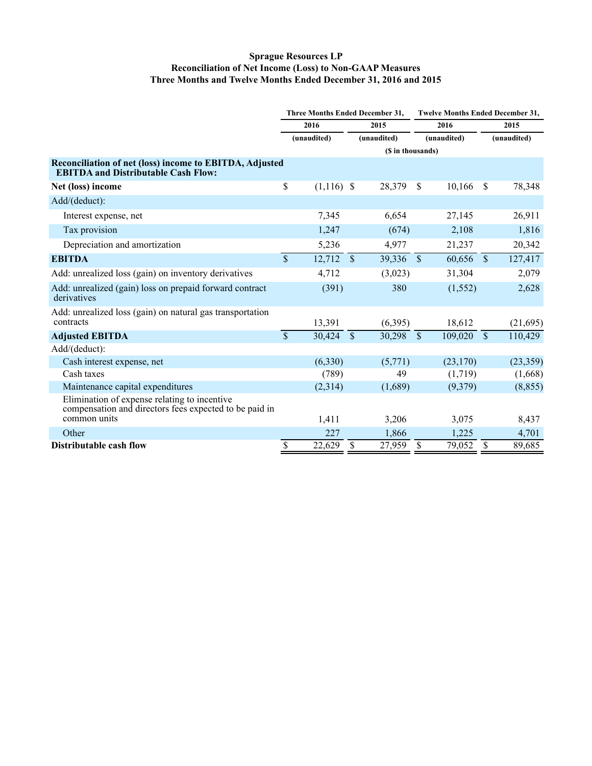**Sprague Resources LP**
**Reconciliation of Net Income (Loss) to Non-GAAP Measures**
**Three Months and Twelve Months Ended December 31, 2016 and 2015**

| | Three Months Ended December 31, | | Twelve Months Ended December 31, | |
|---|---|---|---|---|
| | 2016 | 2015 | 2016 | 2015 |
| | (unaudited) | (unaudited) | (unaudited) | (unaudited) |
| | ($ in thousands) | | | |
| **Reconciliation of net (loss) income to EBITDA, Adjusted EBITDA and Distributable Cash Flow:** | | | | |
| **Net (loss) income** | $ (1,116) | $ 28,379 | $ 10,166 | $ 78,348 |
| Add/(deduct): | | | | |
| Interest expense, net | 7,345 | 6,654 | 27,145 | 26,911 |
| Tax provision | 1,247 | (674) | 2,108 | 1,816 |
| Depreciation and amortization | 5,236 | 4,977 | 21,237 | 20,342 |
| **EBITDA** | $ 12,712 | $ 39,336 | $ 60,656 | $ 127,417 |
| Add: unrealized loss (gain) on inventory derivatives | 4,712 | (3,023) | 31,304 | 2,079 |
| Add: unrealized (gain) loss on prepaid forward contract derivatives | (391) | 380 | (1,552) | 2,628 |
| Add: unrealized loss (gain) on natural gas transportation contracts | 13,391 | (6,395) | 18,612 | (21,695) |
| **Adjusted EBITDA** | $ 30,424 | $ 30,298 | $ 109,020 | $ 110,429 |
| Add/(deduct): | | | | |
| Cash interest expense, net | (6,330) | (5,771) | (23,170) | (23,359) |
| Cash taxes | (789) | 49 | (1,719) | (1,668) |
| Maintenance capital expenditures | (2,314) | (1,689) | (9,379) | (8,855) |
| Elimination of expense relating to incentive compensation and directors fees expected to be paid in common units | 1,411 | 3,206 | 3,075 | 8,437 |
| Other | 227 | 1,866 | 1,225 | 4,701 |
| **Distributable cash flow** | $ 22,629 | $ 27,959 | $ 79,052 | $ 89,685 |